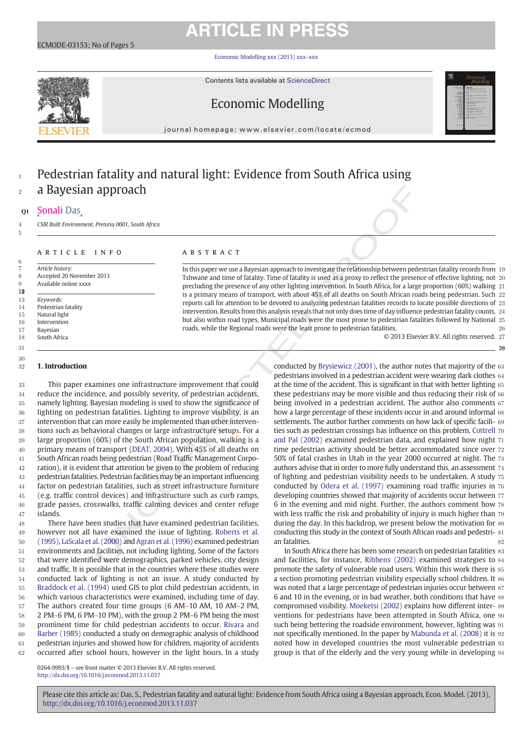# Pedestrian fatality and natural light: Evidence from South Africa using a Bayesian approach

Sonali Das

CSIR Built Environment, Pretoria 0001, South Africa

**ARTICLE INFO**

*Article history:*
Accepted 20 November 2013
Available online xxxx

*Keywords:*
Pedestrian fatality
Natural light
Intervention
Bayesian
South Africa

**ABSTRACT**

In this paper we use a Bayesian approach to investigate the relationship between pedestrian fatality records from Tshwane and time of fatality. Time of fatality is used as a proxy to reflect the presence of effective lighting, not precluding the presence of any other lighting intervention. In South Africa, for a large proportion (60%) walking is a primary means of transport, with about 45% of all deaths on South African roads being pedestrian. Such reports call for attention to be devoted to analyzing pedestrian fatalities records to locate possible directions of intervention. Results from this analysis reveals that not only does time of day influence pedestrian fatality counts, but also within road types, Municipal roads were the most prone to pedestrian fatalities followed by National roads, while the Regional roads were the least prone to pedestrian fatalities.

© 2013 Elsevier B.V. All rights reserved.

## 1. Introduction

This paper examines one infrastructure improvement that could reduce the incidence, and possibly severity, of pedestrian accidents, namely lighting. Bayesian modeling is used to show the significance of lighting on pedestrian fatalities. Lighting to improve visibility, is an intervention that can more easily be implemented than other interventions such as behavioral changes or large infrastructure setups. For a large proportion (60%) of the South African population, walking is a primary means of transport (DEAT, 2004). With 45% of all deaths on South African roads being pedestrian (Road Traffic Management Corporation), it is evident that attention be given to the problem of reducing pedestrian fatalities. Pedestrian facilities may be an important influencing factor on pedestrian fatalities, such as street infrastructure furniture (e.g. traffic control devices) and infrastructure such as curb ramps, grade passes, crosswalks, traffic calming devices and center refuge islands.

There have been studies that have examined pedestrian facilities, however not all have examined the issue of lighting. Roberts et al. (1995), LaScala et al. (2000) and Agran et al. (1996) examined pedestrian environments and facilities, not including lighting. Some of the factors that were identified were demographics, parked vehicles, city design and traffic. It is possible that in the countries where these studies were conducted lack of lighting is not an issue. A study conducted by Braddock et al. (1994) used GIS to plot child pedestrian accidents, in which various characteristics were examined, including time of day. The authors created four time groups (6 AM–10 AM, 10 AM–2 PM, 2 PM–6 PM, 6 PM–10 PM), with the group 2 PM–6 PM being the most prominent time for child pedestrian accidents to occur. Rivara and Barber (1985) conducted a study on demographic analysis of childhood pedestrian injuries and showed how for children, majority of accidents occurred after school hours, however in the light hours. In a study conducted by Brysiewicz (2001), the author notes that majority of the pedestrians involved in a pedestrian accident were wearing dark clothes at the time of the accident. This is significant in that with better lighting these pedestrians may be more visible and thus reducing their risk of being involved in a pedestrian accident. The author also comments how a large percentage of these incidents occur in and around informal settlements. The author further comments on how lack of specific facilities such as pedestrian crossings has influence on this problem. Cottrell and Pal (2002) examined pedestrian data, and explained how night time pedestrian activity should be better accommodated since over 50% of fatal crashes in Utah in the year 2000 occurred at night. The authors advise that in order to more fully understand this, an assessment of lighting and pedestrian visibility needs to be undertaken. A study conducted by Odera et al. (1997) examining road traffic injuries in developing countries showed that majority of accidents occur between 6 in the evening and mid night. Further, the authors comment how with less traffic the risk and probability of injury is much higher than during the day. In this backdrop, we present below the motivation for conducting this study in the context of South African roads and pedestrian fatalities.

In South Africa there has been some research on pedestrian fatalities and facilities, for instance, Ribbens (2002) examined strategies to promote the safety of vulnerable road users. Within this work there is a section promoting pedestrian visibility especially school children. It was noted that a large percentage of pedestrian injuries occur between 6 and 10 in the evening, or in bad weather, both conditions that have compromised visibility. Moeketsi (2002) explains how different interventions for pedestrians have been attempted in South Africa, one such being bettering the roadside environment, however, lighting was not specifically mentioned. In the paper by Mabunda et al. (2008) it is noted how in developed countries the most vulnerable pedestrian group is that of the elderly and the very young while in developing

0264-9993/$ – see front matter © 2013 Elsevier B.V. All rights reserved.
http://dx.doi.org/10.1016/j.econmod.2013.11.037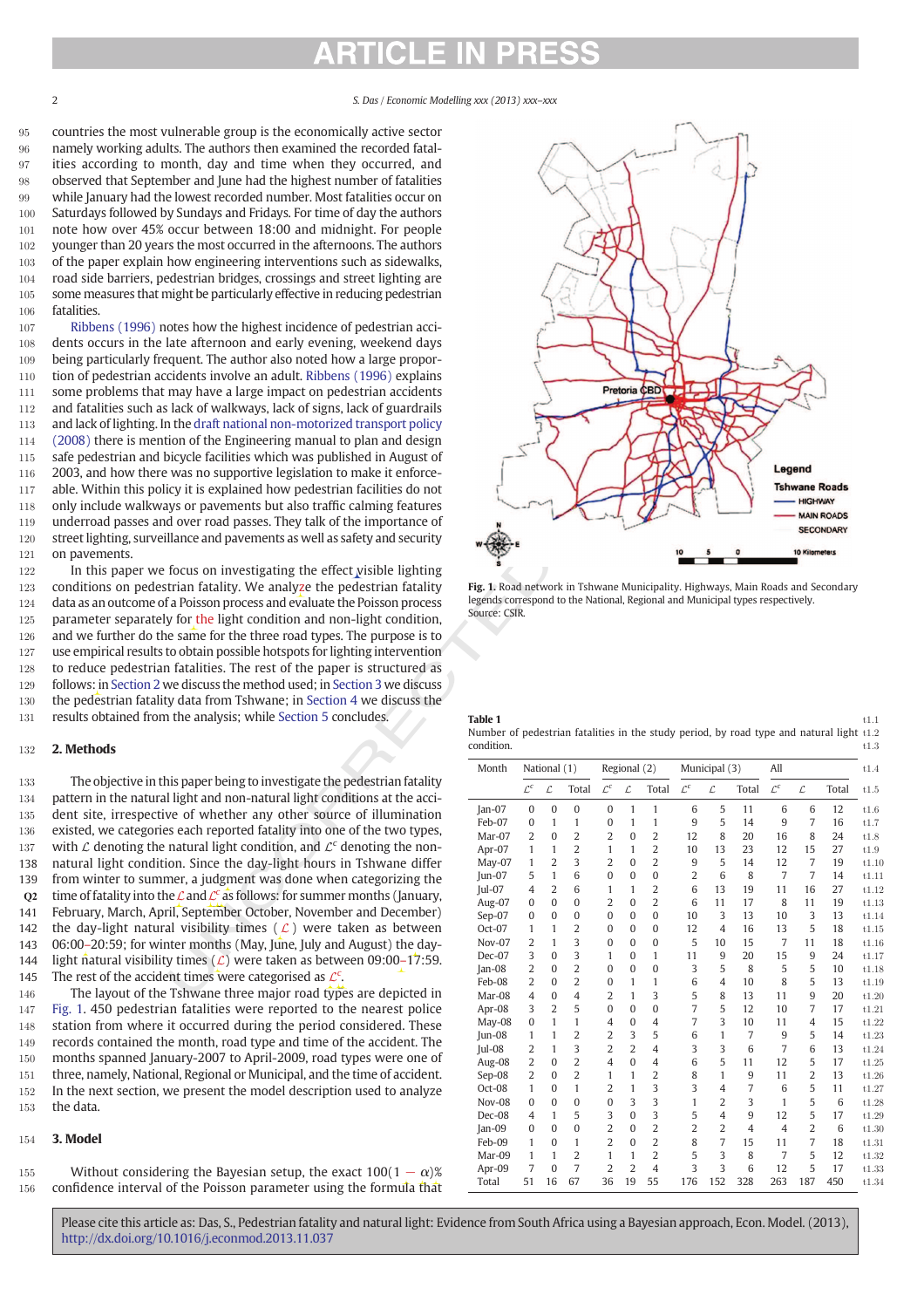countries the most vulnerable group is the economically active sector namely working adults. The authors then examined the recorded fatalities according to month, day and time when they occurred, and observed that September and June had the highest number of fatalities while January had the lowest recorded number. Most fatalities occur on Saturdays followed by Sundays and Fridays. For time of day the authors note how over 45% occur between 18:00 and midnight. For people younger than 20 years the most occurred in the afternoons. The authors of the paper explain how engineering interventions such as sidewalks, road side barriers, pedestrian bridges, crossings and street lighting are some measures that might be particularly effective in reducing pedestrian fatalities.

Ribbens (1996) notes how the highest incidence of pedestrian accidents occurs in the late afternoon and early evening, weekend days being particularly frequent. The author also noted how a large proportion of pedestrian accidents involve an adult. Ribbens (1996) explains some problems that may have a large impact on pedestrian accidents and fatalities such as lack of walkways, lack of signs, lack of guardrails and lack of lighting. In the draft national non-motorized transport policy (2008) there is mention of the Engineering manual to plan and design safe pedestrian and bicycle facilities which was published in August of 2003, and how there was no supportive legislation to make it enforceable. Within this policy it is explained how pedestrian facilities do not only include walkways or pavements but also traffic calming features underroad passes and over road passes. They talk of the importance of street lighting, surveillance and pavements as well as safety and security on pavements.

In this paper we focus on investigating the effect visible lighting conditions on pedestrian fatality. We analyze the pedestrian fatality data as an outcome of a Poisson process and evaluate the Poisson process parameter separately for the light condition and non-light condition, and we further do the same for the three road types. The purpose is to use empirical results to obtain possible hotspots for lighting intervention to reduce pedestrian fatalities. The rest of the paper is structured as follows: in Section 2 we discuss the method used; in Section 3 we discuss the pedestrian fatality data from Tshwane; in Section 4 we discuss the results obtained from the analysis; while Section 5 concludes.

## 2. Methods

The objective in this paper being to investigate the pedestrian fatality pattern in the natural light and non-natural light conditions at the accident site, irrespective of whether any other source of illumination existed, we categories each reported fatality into one of the two types, with $\mathcal{L}$ denoting the natural light condition, and $\mathcal{L}^c$ denoting the non-natural light condition. Since the day-light hours in Tshwane differ from winter to summer, a judgment was done when categorizing the time of fatality into the $\mathcal{L}$ and $\mathcal{L}^c$ as follows: for summer months (January, February, March, April, September October, November and December) the day-light natural visibility times ($\mathcal{L}$) were taken as between 06:00–20:59; for winter months (May, June, July and August) the day-light natural visibility times ($\mathcal{L}$) were taken as between 09:00–17:59. The rest of the accident times were categorised as $\mathcal{L}^c$.

The layout of the Tshwane three major road types are depicted in Fig. 1. 450 pedestrian fatalities were reported to the nearest police station from where it occurred during the period considered. These records contained the month, road type and time of the accident. The months spanned January-2007 to April-2009, road types were one of three, namely, National, Regional or Municipal, and the time of accident. In the next section, we present the model description used to analyze the data.

## 3. Model

Without considering the Bayesian setup, the exact $100(1-\alpha)\%$ confidence interval of the Poisson parameter using the formula that

Fig. 1. Road network in Tshwane Municipality. Highways, Main Roads and Secondary legends correspond to the National, Regional and Municipal types respectively.
Source: CSIR.

**Table 1**
Number of pedestrian fatalities in the study period, by road type and natural light condition.

| Month | National (1) | | | Regional (2) | | | Municipal (3) | | | All | | |
|---|---|---|---|---|---|---|---|---|---|---|---|---|
| | $\mathcal{L}^c$ | $\mathcal{L}$ | Total | $\mathcal{L}^c$ | $\mathcal{L}$ | Total | $\mathcal{L}^c$ | $\mathcal{L}$ | Total | $\mathcal{L}^c$ | $\mathcal{L}$ | Total |
| Jan-07 | 0 | 0 | 0 | 0 | 1 | 1 | 6 | 5 | 11 | 6 | 6 | 12 |
| Feb-07 | 0 | 1 | 1 | 0 | 1 | 1 | 9 | 5 | 14 | 9 | 7 | 16 |
| Mar-07 | 2 | 0 | 2 | 2 | 0 | 2 | 12 | 8 | 20 | 16 | 8 | 24 |
| Apr-07 | 1 | 1 | 2 | 1 | 1 | 2 | 10 | 13 | 23 | 12 | 15 | 27 |
| May-07 | 1 | 2 | 3 | 2 | 0 | 2 | 9 | 5 | 14 | 12 | 7 | 19 |
| Jun-07 | 5 | 1 | 6 | 0 | 0 | 0 | 2 | 6 | 8 | 7 | 7 | 14 |
| Jul-07 | 4 | 2 | 6 | 1 | 1 | 2 | 6 | 13 | 19 | 11 | 16 | 27 |
| Aug-07 | 0 | 0 | 0 | 2 | 0 | 2 | 6 | 11 | 17 | 8 | 11 | 19 |
| Sep-07 | 0 | 0 | 0 | 0 | 0 | 0 | 10 | 3 | 13 | 10 | 3 | 13 |
| Oct-07 | 1 | 1 | 2 | 0 | 0 | 0 | 12 | 4 | 16 | 13 | 5 | 18 |
| Nov-07 | 2 | 1 | 3 | 0 | 0 | 0 | 5 | 10 | 15 | 7 | 11 | 18 |
| Dec-07 | 3 | 0 | 3 | 1 | 0 | 1 | 11 | 9 | 20 | 15 | 9 | 24 |
| Jan-08 | 2 | 0 | 2 | 0 | 0 | 0 | 3 | 5 | 8 | 5 | 5 | 10 |
| Feb-08 | 2 | 0 | 2 | 0 | 1 | 1 | 6 | 4 | 10 | 8 | 5 | 13 |
| Mar-08 | 4 | 0 | 4 | 2 | 1 | 3 | 5 | 8 | 13 | 11 | 9 | 20 |
| Apr-08 | 3 | 2 | 5 | 0 | 0 | 0 | 7 | 5 | 12 | 10 | 7 | 17 |
| May-08 | 0 | 1 | 1 | 4 | 0 | 4 | 7 | 3 | 10 | 11 | 4 | 15 |
| Jun-08 | 1 | 1 | 2 | 2 | 3 | 5 | 6 | 1 | 7 | 9 | 5 | 14 |
| Jul-08 | 2 | 1 | 3 | 2 | 2 | 4 | 3 | 3 | 6 | 7 | 6 | 13 |
| Aug-08 | 2 | 0 | 2 | 4 | 0 | 4 | 6 | 5 | 11 | 12 | 5 | 17 |
| Sep-08 | 2 | 0 | 2 | 1 | 1 | 2 | 8 | 1 | 9 | 11 | 2 | 13 |
| Oct-08 | 1 | 0 | 1 | 2 | 1 | 3 | 3 | 4 | 7 | 6 | 5 | 11 |
| Nov-08 | 0 | 0 | 0 | 0 | 3 | 3 | 1 | 2 | 3 | 1 | 5 | 6 |
| Dec-08 | 4 | 1 | 5 | 3 | 0 | 3 | 5 | 4 | 9 | 12 | 5 | 17 |
| Jan-09 | 0 | 0 | 0 | 2 | 0 | 2 | 2 | 2 | 4 | 4 | 2 | 6 |
| Feb-09 | 1 | 0 | 1 | 2 | 0 | 2 | 8 | 7 | 15 | 11 | 7 | 18 |
| Mar-09 | 1 | 1 | 2 | 1 | 1 | 2 | 5 | 3 | 8 | 7 | 5 | 12 |
| Apr-09 | 7 | 0 | 7 | 2 | 2 | 4 | 3 | 3 | 6 | 12 | 5 | 17 |
| Total | 51 | 16 | 67 | 36 | 19 | 55 | 176 | 152 | 328 | 263 | 187 | 450 |

Please cite this article as: Das, S., Pedestrian fatality and natural light: Evidence from South Africa using a Bayesian approach, Econ. Model. (2013), http://dx.doi.org/10.1016/j.econmod.2013.11.037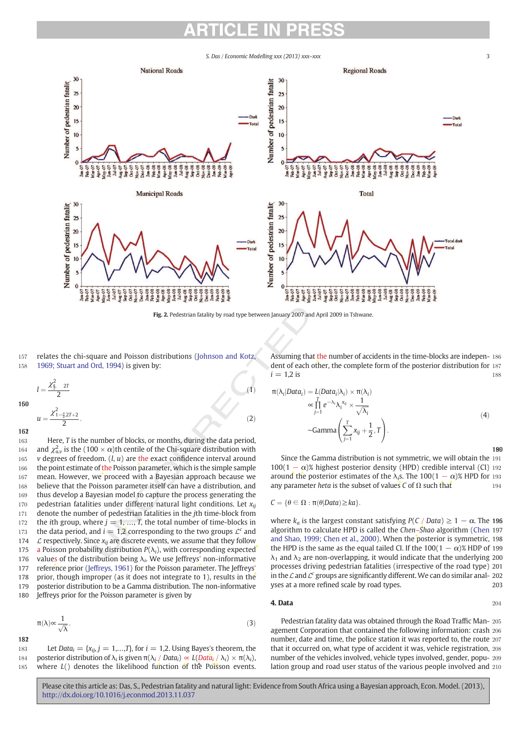Fig. 2. Pedestrian fatality by road type between January 2007 and April 2009 in Tshwane.

relates the chi-square and Poisson distributions (Johnson and Kotz, 1969; Stuart and Ord, 1994) is given by:

$$l = \frac{\chi^2_{\frac{\alpha}{2},\ 2T}}{2} \tag{1}$$

$$u = \frac{\chi^2_{1-\frac{\alpha}{2},2T+2}}{2}. \tag{2}$$

Here, $T$ is the number of blocks, or months, during the data period, and $\chi^2_{\alpha,v}$ is the $(100 \times \alpha)$th centile of the Chi-square distribution with $v$ degrees of freedom. $(l, u)$ are the exact confidence interval around the point estimate of the Poisson parameter, which is the simple sample mean. However, we proceed with a Bayesian approach because we believe that the Poisson parameter itself can have a distribution, and thus develop a Bayesian model to capture the process generating the pedestrian fatalities under different natural light conditions. Let $x_{ij}$ denote the number of pedestrian fatalities in the $j$th time-block from the $i$th group, where $j = 1, \ldots, T$, the total number of time-blocks in the data period, and $i = 1,2$ corresponding to the two groups $\mathcal{L}^c$ and $\mathcal{L}$ respectively. Since $x_{ij}$ are discrete events, we assume that they follow a Poisson probability distribution $P(\lambda_i)$, with corresponding expected values of the distribution being $\lambda_i$. We use Jeffreys' non-informative reference prior (Jeffreys, 1961) for the Poisson parameter. The Jeffreys' prior, though improper (as it does not integrate to 1), results in the posterior distribution to be a Gamma distribution. The non-informative Jeffreys prior for the Poisson parameter is given by

$$\pi(\lambda) \propto \frac{1}{\sqrt{\lambda}}. \tag{3}$$

Let $Data_i = \{x_{ij}, j = 1,\ldots,T\}$, for $i = 1,2$. Using Bayes's theorem, the posterior distribution of $\lambda_i$ is given $\pi(\lambda_i / Data_i) \propto L(Data_i / \lambda_i) \times \pi(\lambda_i)$, where $L()$ denotes the likelihood function of the Poisson events. Assuming that the number of accidents in the time-blocks are independent of each other, the complete form of the posterior distribution for $i = 1,2$ is

$$\begin{aligned}
\pi(\lambda_i|Data_i) &= L(Data_i|\lambda_i) \times \pi(\lambda_i) \\
&\propto \prod_{j=1}^{T} e^{-\lambda_i} \lambda_i^{x_{ij}} \times \frac{1}{\sqrt{\lambda_i}} \\
&\sim \text{Gamma}\left(\sum_{j=1}^{T} x_{ij} + \frac{1}{2}, T\right).
\end{aligned} \tag{4}$$

Since the Gamma distribution is not symmetric, we will obtain the $100(1-\alpha)$% highest posterior density (HPD) credible interval (CI) around the posterior estimates of the $\lambda_i$s. The $100(1-\alpha)$% HPD for any parameter *heta* is the subset of values $C$ of $\Omega$ such that

$$C = \{\theta \in \Omega : \pi(\theta|Data) \geq ka\}.$$

where $k_a$ is the largest constant satisfying $P(C / Data) \geq 1-\alpha$. The algorithm to calculate HPD is called the *Chen–Shao* algorithm (Chen and Shao, 1999; Chen et al., 2000). When the posterior is symmetric, the HPD is the same as the equal tailed CI. If the $100(1-\alpha)$% HDP of $\lambda_1$ and $\lambda_2$ are non-overlapping, it would indicate that the underlying processes driving pedestrian fatalities (irrespective of the road type) in the $\mathcal{L}$ and $\mathcal{L}^c$ groups are significantly different. We can do similar analyses at a more refined scale by road types.

## 4. Data

Pedestrian fatality data was obtained through the Road Traffic Management Corporation that contained the following information: crash number, date and time, the police station it was reported to, the route it occurred on, what type of accident it was, vehicle registration, number of the vehicles involved, vehicle types involved, gender, population group and road user status of the various people involved and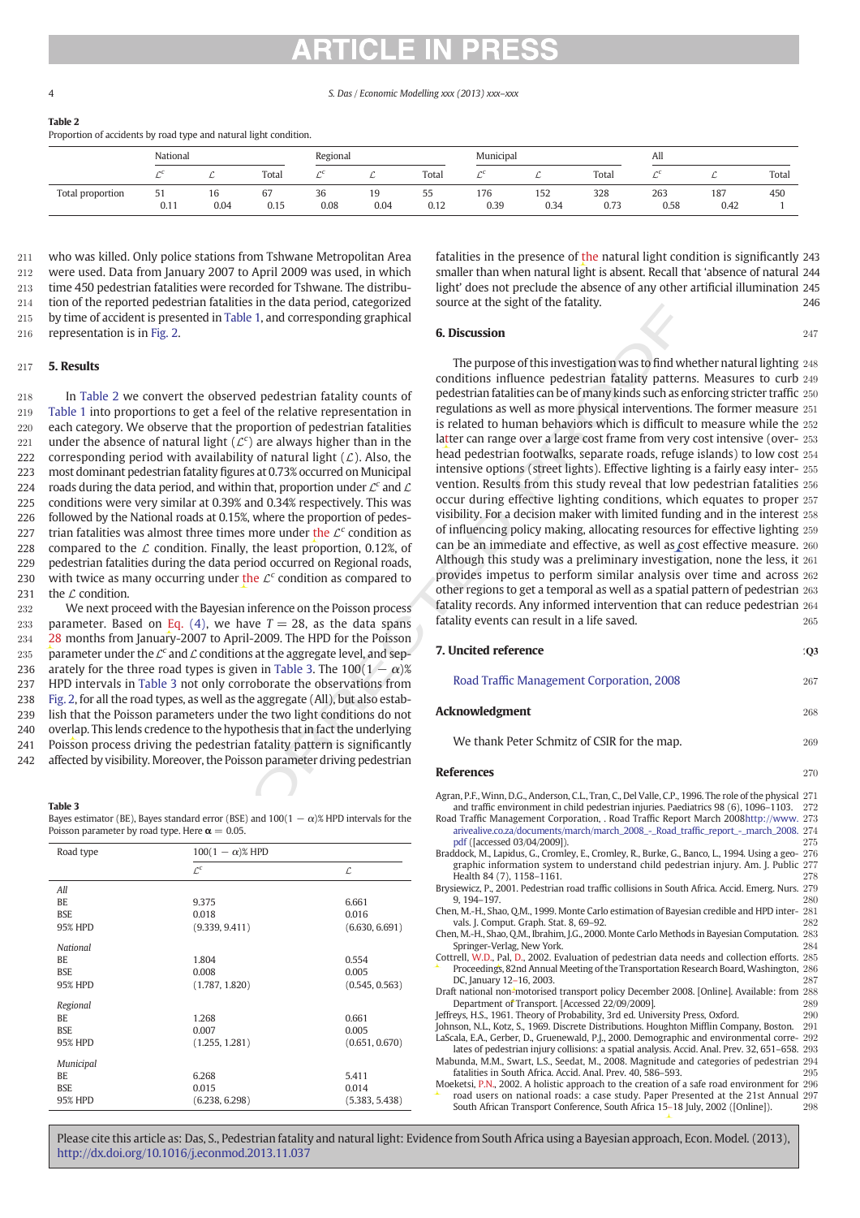**Table 2**
Proportion of accidents by road type and natural light condition.

| | National | | | Regional | | | Municipal | | | All | | |
|---|---|---|---|---|---|---|---|---|---|---|---|---|
| | $\mathcal{L}^c$ | $\mathcal{L}$ | Total | $\mathcal{L}^c$ | $\mathcal{L}$ | Total | $\mathcal{L}^c$ | $\mathcal{L}$ | Total | $\mathcal{L}^c$ | $\mathcal{L}$ | Total |
| Total proportion | 51 | 16 | 67 | 36 | 19 | 55 | 176 | 152 | 328 | 263 | 187 | 450 |
| | 0.11 | 0.04 | 0.15 | 0.08 | 0.04 | 0.12 | 0.39 | 0.34 | 0.73 | 0.58 | 0.42 | 1 |

who was killed. Only police stations from Tshwane Metropolitan Area were used. Data from January 2007 to April 2009 was used, in which time 450 pedestrian fatalities were recorded for Tshwane. The distribution of the reported pedestrian fatalities in the data period, categorized by time of accident is presented in Table 1, and corresponding graphical representation is in Fig. 2.

## 5. Results

In Table 2 we convert the observed pedestrian fatality counts of Table 1 into proportions to get a feel of the relative representation in each category. We observe that the proportion of pedestrian fatalities under the absence of natural light ($\mathcal{L}^c$) are always higher than in the corresponding period with availability of natural light ($\mathcal{L}$). Also, the most dominant pedestrian fatality figures at 0.73% occurred on Municipal roads during the data period, and within that, proportion under $\mathcal{L}^c$ and $\mathcal{L}$ conditions were very similar at 0.39% and 0.34% respectively. This was followed by the National roads at 0.15%, where the proportion of pedestrian fatalities was almost three times more under the $\mathcal{L}^c$ condition as compared to the $\mathcal{L}$ condition. Finally, the least proportion, 0.12%, of pedestrian fatalities during the data period occurred on Regional roads, with twice as many occurring under the $\mathcal{L}^c$ condition as compared to the $\mathcal{L}$ condition.

We next proceed with the Bayesian inference on the Poisson process parameter. Based on Eq. (4), we have $T = 28$, as the data spans 28 months from January-2007 to April-2009. The HPD for the Poisson parameter under the $\mathcal{L}^c$ and $\mathcal{L}$ conditions at the aggregate level, and separately for the three road types is given in Table 3. The $100(1-\alpha)\%$ HPD intervals in Table 3 not only corroborate the observations from Fig. 2, for all the road types, as well as the aggregate (All), but also establish that the Poisson parameters under the two light conditions do not overlap. This lends credence to the hypothesis that in fact the underlying Poisson process driving the pedestrian fatality pattern is significantly affected by visibility. Moreover, the Poisson parameter driving pedestrian fatalities in the presence of the natural light condition is significantly smaller than when natural light is absent. Recall that 'absence of natural light' does not preclude the absence of any other artificial illumination source at the sight of the fatality.

**Table 3**
Bayes estimator (BE), Bayes standard error (BSE) and $100(1-\alpha)\%$ HPD intervals for the Poisson parameter by road type. Here $\boldsymbol{\alpha} = 0.05$.

| Road type | $100(1-\alpha)\%$ HPD | |
|---|---|---|
| | $\mathcal{L}^c$ | $\mathcal{L}$ |
| *All* | | |
| BE | 9.375 | 6.661 |
| BSE | 0.018 | 0.016 |
| 95% HPD | (9.339, 9.411) | (6.630, 6.691) |
| *National* | | |
| BE | 1.804 | 0.554 |
| BSE | 0.008 | 0.005 |
| 95% HPD | (1.787, 1.820) | (0.545, 0.563) |
| *Regional* | | |
| BE | 1.268 | 0.661 |
| BSE | 0.007 | 0.005 |
| 95% HPD | (1.255, 1.281) | (0.651, 0.670) |
| *Municipal* | | |
| BE | 6.268 | 5.411 |
| BSE | 0.015 | 0.014 |
| 95% HPD | (6.238, 6.298) | (5.383, 5.438) |

## 6. Discussion

The purpose of this investigation was to find whether natural lighting conditions influence pedestrian fatality patterns. Measures to curb pedestrian fatalities can be of many kinds such as enforcing stricter traffic regulations as well as more physical interventions. The former measure is related to human behaviors which is difficult to measure while the latter can range over a large cost frame from very cost intensive (overhead pedestrian footwalks, separate roads, refuge islands) to low cost intensive options (street lights). Effective lighting is a fairly easy intervention. Results from this study reveal that low pedestrian fatalities occur during effective lighting conditions, which equates to proper visibility. For a decision maker with limited funding and in the interest of influencing policy making, allocating resources for effective lighting can be an immediate and effective, as well as cost effective measure. Although this study was a preliminary investigation, none the less, it provides impetus to perform similar analysis over time and across other regions to get a temporal as well as a spatial pattern of pedestrian fatality records. Any informed intervention that can reduce pedestrian fatality events can result in a life saved.

## 7. Uncited reference

Road Traffic Management Corporation, 2008

## Acknowledgment

We thank Peter Schmitz of CSIR for the map.

## References

Agran, P.F., Winn, D.G., Anderson, C.L., Tran, C., Del Valle, C.P., 1996. The role of the physical and traffic environment in child pedestrian injuries. Paediatrics 98 (6), 1096–1103.

Road Traffic Management Corporation, . Road Traffic Report March 2008http://www.arivealive.co.za/documents/march/march_2008_-_Road_traffic_report_-_march_2008.pdf ([accessed 03/04/2009]).

Braddock, M., Lapidus, G., Cromley, E., Cromley, R., Burke, G., Banco, L., 1994. Using a geographic information system to understand child pedestrian injury. Am. J. Public Health 84 (7), 1158–1161.

Brysiewicz, P., 2001. Pedestrian road traffic collisions in South Africa. Accid. Emerg. Nurs. 9, 194–197.

Chen, M.-H., Shao, Q.M., 1999. Monte Carlo estimation of Bayesian credible and HPD intervals. J. Comput. Graph. Stat. 8, 69–92.

Chen, M.-H., Shao, Q.M., Ibrahim, J.G., 2000. Monte Carlo Methods in Bayesian Computation. Springer-Verlag, New York.

Cottrell, W.D., Pal, D., 2002. Evaluation of pedestrian data needs and collection efforts. Proceedings, 82nd Annual Meeting of the Transportation Research Board, Washington, DC, January 12–16, 2003.

Draft national non-motorised transport policy December 2008. [Online]. Available: from Department of Transport. [Accessed 22/09/2009].

Jeffrys, H.S., 1961. Theory of Probability, 3rd ed. University Press, Oxford.

Johnson, N.L., Kotz, S., 1969. Discrete Distributions. Houghton Mifflin Company, Boston.

LaScala, E.A., Gerber, D., Gruenewald, P.J., 2000. Demographic and environmental correlates of pedestrian injury collisions: a spatial analysis. Accid. Anal. Prev. 32, 651–658.

Mabunda, M.M., Swart, L.S., Seedat, M., 2008. Magnitude and categories of pedestrian fatalities in South Africa. Accid. Anal. Prev. 40, 586–593.

Moeketsi, P.N., 2002. A holistic approach to the creation of a safe road environment for road users on national roads: a case study. Paper Presented at the 21st Annual South African Transport Conference, South Africa 15–18 July, 2002 ([Online]).

Please cite this article as: Das, S., Pedestrian fatality and natural light: Evidence from South Africa using a Bayesian approach, Econ. Model. (2013), http://dx.doi.org/10.1016/j.econmod.2013.11.037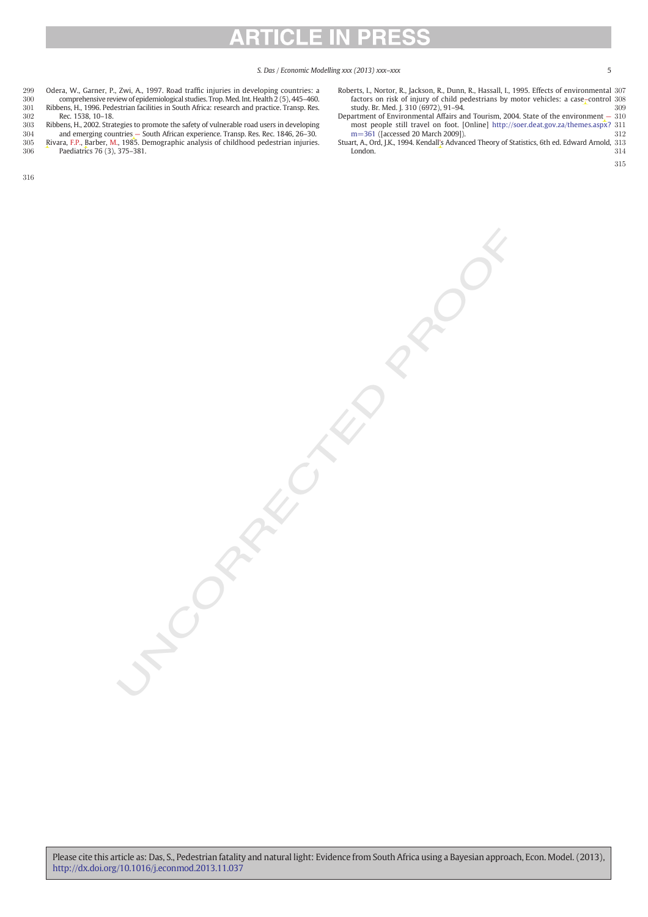Odera, W., Garner, P., Zwi, A., 1997. Road traffic injuries in developing countries: a comprehensive review of epidemiological studies. Trop. Med. Int. Health 2 (5), 445–460.

Ribbens, H., 1996. Pedestrian facilities in South Africa: research and practice. Transp. Res. Rec. 1538, 10–18.

Ribbens, H., 2002. Strategies to promote the safety of vulnerable road users in developing and emerging countries — South African experience. Transp. Res. Rec. 1846, 26–30.

Rivara, F.P., Barber, M., 1985. Demographic analysis of childhood pedestrian injuries. Paediatrics 76 (3), 375–381.

Roberts, I., Nortor, R., Jackson, R., Dunn, R., Hassall, I., 1995. Effects of environmental factors on risk of injury of child pedestrians by motor vehicles: a case–control study. Br. Med. J. 310 (6972), 91–94.

Department of Environmental Affairs and Tourism, 2004. State of the environment — most people still travel on foot. [Online] http://soer.deat.gov.za/themes.aspx?m=361 ([accessed 20 March 2009]).

Stuart, A., Ord, J.K., 1994. Kendall's Advanced Theory of Statistics, 6th ed. Edward Arnold, London.

Please cite this article as: Das, S., Pedestrian fatality and natural light: Evidence from South Africa using a Bayesian approach, Econ. Model. (2013), http://dx.doi.org/10.1016/j.econmod.2013.11.037